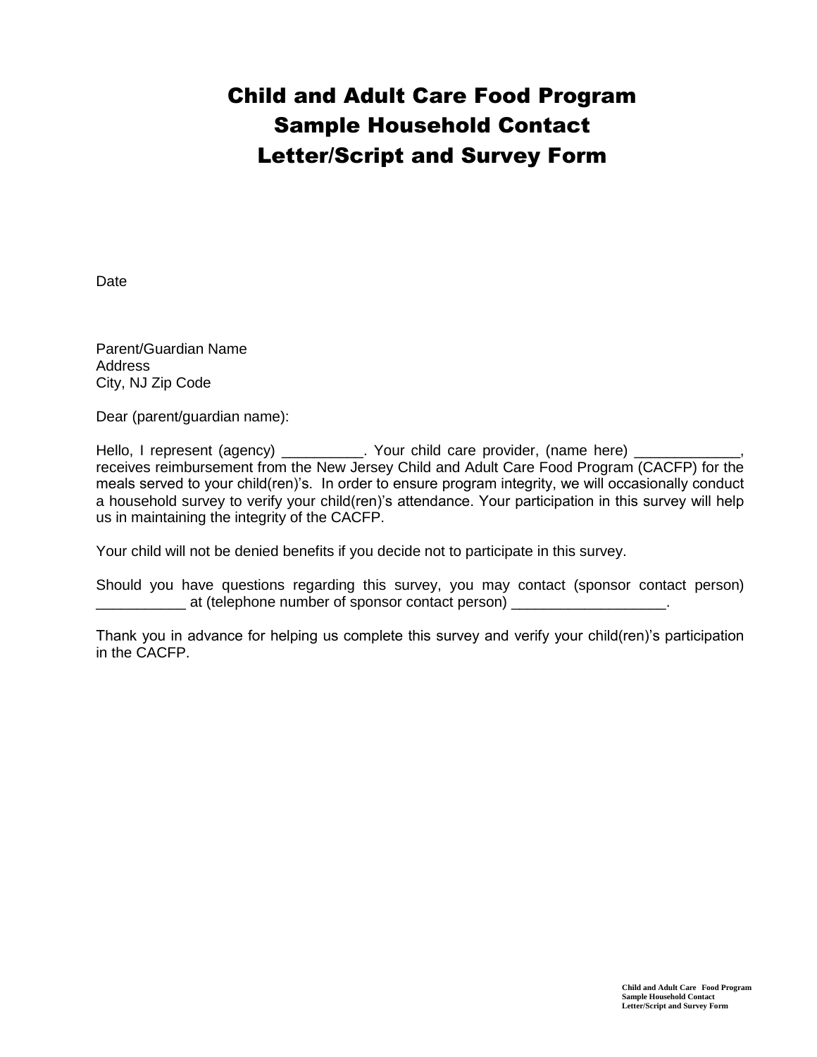# Child and Adult Care Food Program
# Sample Household Contact
# Letter/Script and Survey Form

Date

Parent/Guardian Name
Address
City, NJ Zip Code

Dear (parent/guardian name):

Hello, I represent (agency) __________. Your child care provider, (name here) _____________, receives reimbursement from the New Jersey Child and Adult Care Food Program (CACFP) for the meals served to your child(ren)'s. In order to ensure program integrity, we will occasionally conduct a household survey to verify your child(ren)'s attendance. Your participation in this survey will help us in maintaining the integrity of the CACFP.

Your child will not be denied benefits if you decide not to participate in this survey.

Should you have questions regarding this survey, you may contact (sponsor contact person) ___________ at (telephone number of sponsor contact person) ___________________.

Thank you in advance for helping us complete this survey and verify your child(ren)'s participation in the CACFP.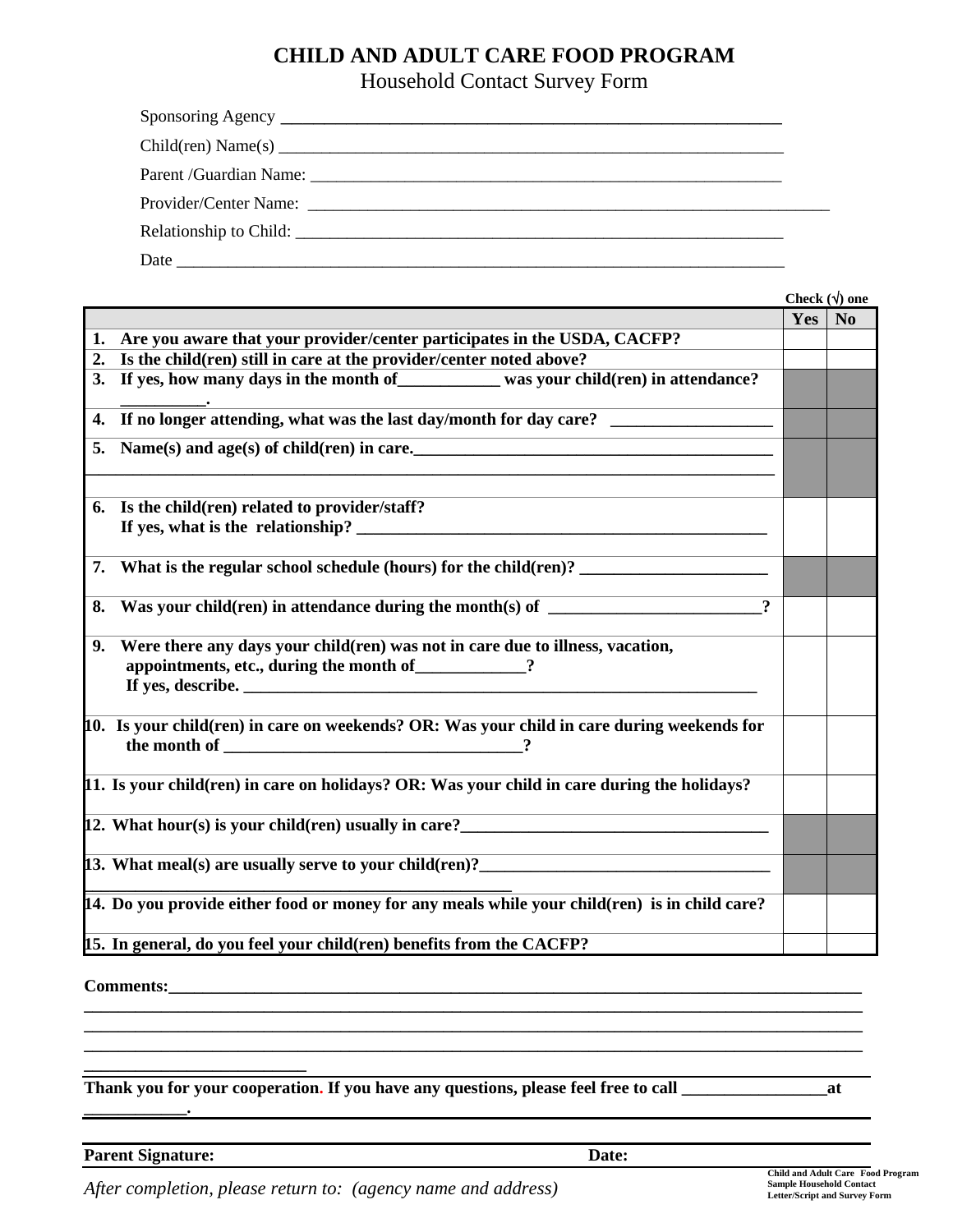# CHILD AND ADULT CARE FOOD PROGRAM

Household Contact Survey Form

Sponsoring Agency ____________________________________________

Child(ren) Name(s) ____________________________________________

Parent /Guardian Name: ____________________________________________

Provider/Center Name: ____________________________________________

Relationship to Child: ____________________________________________

Date ____________________________________________

**Check (√) one**

| | Yes | No |
|---|---|---|
| **1. Are you aware that your provider/center participates in the USDA, CACFP?** | | |
| **2. Is the child(ren) still in care at the provider/center noted above?** | | |
| **3. If yes, how many days in the month of____________ was your child(ren) in attendance? __________.** | | |
| **4. If no longer attending, what was the last day/month for day care? ___________________** | | |
| **5. Name(s) and age(s) of child(ren) in care.__________________________________________** | | |
| **6. Is the child(ren) related to provider/staff? If yes, what is the relationship? __________________________________________________** | | |
| **7. What is the regular school schedule (hours) for the child(ren)? ______________________** | | |
| **8. Was your child(ren) in attendance during the month(s) of _________________________?** | | |
| **9. Were there any days your child(ren) was not in care due to illness, vacation, appointments, etc., during the month of_____________? If yes, describe. _______________________________________________________________** | | |
| **10. Is your child(ren) in care on weekends? OR: Was your child in care during weekends for the month of ____________________________________?** | | |
| **11. Is your child(ren) in care on holidays? OR: Was your child in care during the holidays?** | | |
| **12. What hour(s) is your child(ren) usually in care?____________________________________** | | |
| **13. What meal(s) are usually serve to your child(ren)?__________________________________ ____________________________________________________** | | |
| **14. Do you provide either food or money for any meals while your child(ren) is in child care?** | | |
| **15. In general, do you feel your child(ren) benefits from the CACFP?** | | |

**Comments:**______________________________________________________________________________
______________________________________________________________________________________
______________________________________________________________________________________
______________________________________________________________________________________
__________________________

**Thank you for your cooperation. If you have any questions, please feel free to call _________________at ____________.**

**Parent Signature:** **Date:**

*After completion, please return to: (agency name and address)*

**Child and Adult Care Food Program Sample Household Contact Letter/Script and Survey Form**